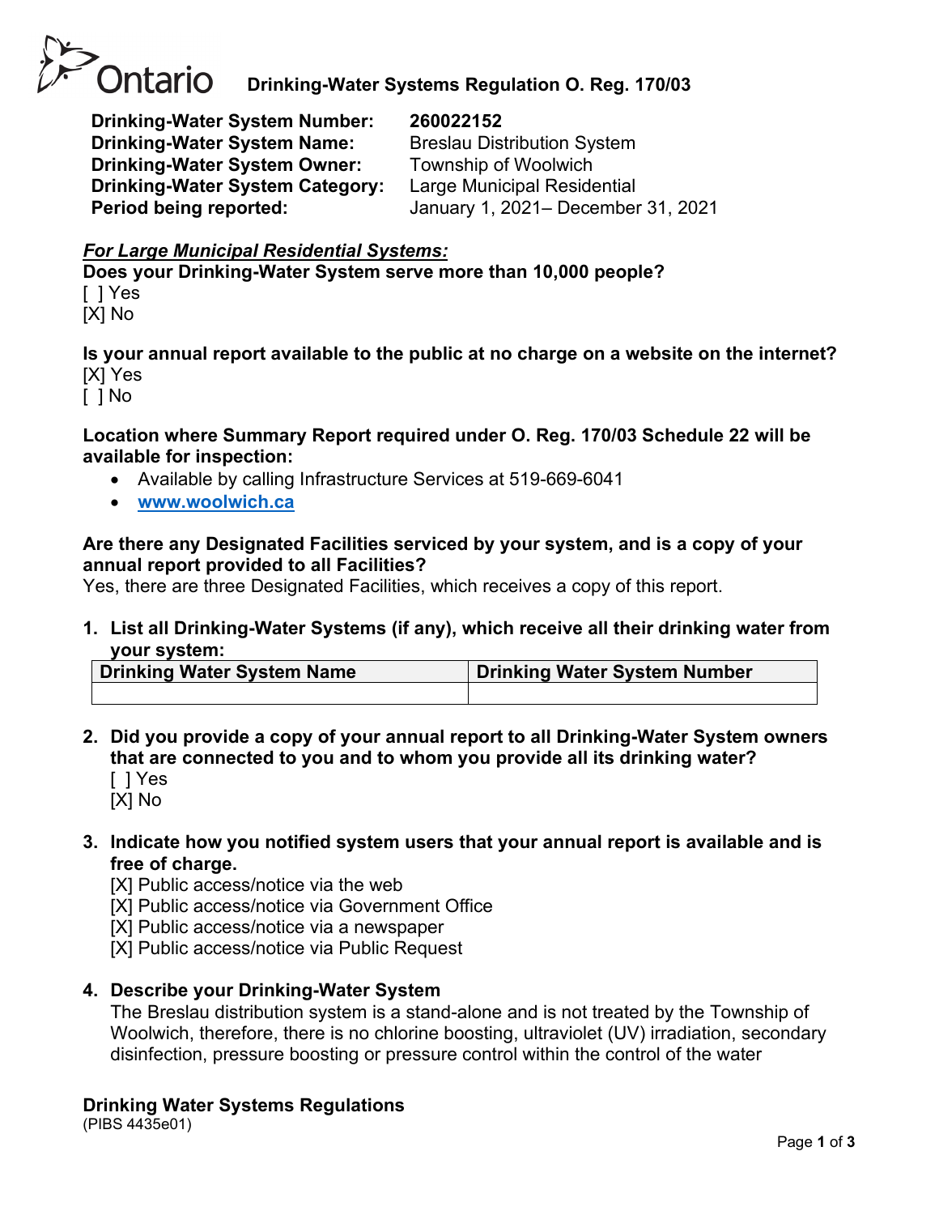# Ontario Drinking-Water Systems Regulation O. Reg. 170/03

**Drinking-Water System Number:** **260022152**
**Drinking-Water System Name:** Breslau Distribution System
**Drinking-Water System Owner:** Township of Woolwich
**Drinking-Water System Category:** Large Municipal Residential
**Period being reported:** January 1, 2021– December 31, 2021

***For Large Municipal Residential Systems:***

**Does your Drinking-Water System serve more than 10,000 people?**
[ ] Yes
[X] No

**Is your annual report available to the public at no charge on a website on the internet?**
[X] Yes
[ ] No

**Location where Summary Report required under O. Reg. 170/03 Schedule 22 will be available for inspection:**

- Available by calling Infrastructure Services at 519-669-6041
- **www.woolwich.ca**

**Are there any Designated Facilities serviced by your system, and is a copy of your annual report provided to all Facilities?**
Yes, there are three Designated Facilities, which receives a copy of this report.

1. **List all Drinking-Water Systems (if any), which receive all their drinking water from your system:**

| Drinking Water System Name | Drinking Water System Number |
|---|---|
| | |

2. **Did you provide a copy of your annual report to all Drinking-Water System owners that are connected to you and to whom you provide all its drinking water?**
   [ ] Yes
   [X] No

3. **Indicate how you notified system users that your annual report is available and is free of charge.**
   [X] Public access/notice via the web
   [X] Public access/notice via Government Office
   [X] Public access/notice via a newspaper
   [X] Public access/notice via Public Request

4. **Describe your Drinking-Water System**
   The Breslau distribution system is a stand-alone and is not treated by the Township of Woolwich, therefore, there is no chlorine boosting, ultraviolet (UV) irradiation, secondary disinfection, pressure boosting or pressure control within the control of the water

**Drinking Water Systems Regulations**
(PIBS 4435e01)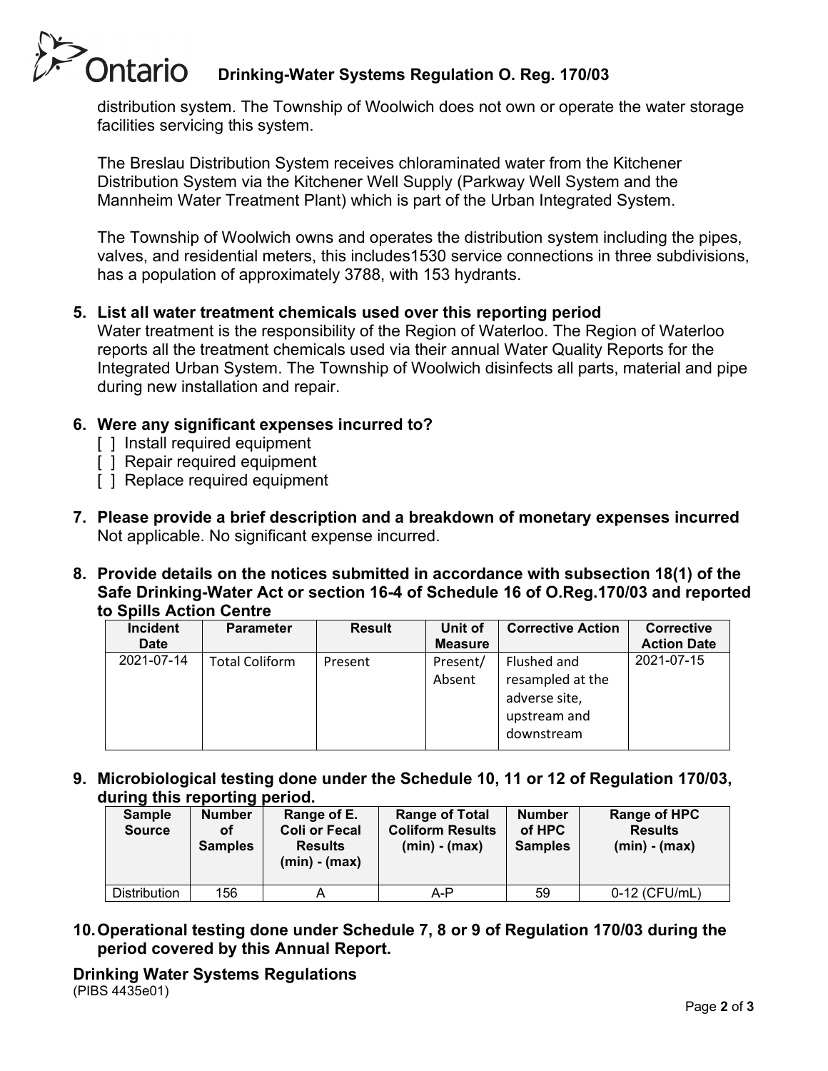distribution system. The Township of Woolwich does not own or operate the water storage facilities servicing this system.

The Breslau Distribution System receives chloraminated water from the Kitchener Distribution System via the Kitchener Well Supply (Parkway Well System and the Mannheim Water Treatment Plant) which is part of the Urban Integrated System.

The Township of Woolwich owns and operates the distribution system including the pipes, valves, and residential meters, this includes1530 service connections in three subdivisions, has a population of approximately 3788, with 153 hydrants.

**5. List all water treatment chemicals used over this reporting period**

Water treatment is the responsibility of the Region of Waterloo. The Region of Waterloo reports all the treatment chemicals used via their annual Water Quality Reports for the Integrated Urban System. The Township of Woolwich disinfects all parts, material and pipe during new installation and repair.

**6. Were any significant expenses incurred to?**

- [ ] Install required equipment
- [ ] Repair required equipment
- [ ] Replace required equipment

**7. Please provide a brief description and a breakdown of monetary expenses incurred**

Not applicable. No significant expense incurred.

**8. Provide details on the notices submitted in accordance with subsection 18(1) of the Safe Drinking-Water Act or section 16-4 of Schedule 16 of O.Reg.170/03 and reported to Spills Action Centre**

| Incident Date | Parameter | Result | Unit of Measure | Corrective Action | Corrective Action Date |
|---|---|---|---|---|---|
| 2021-07-14 | Total Coliform | Present | Present/ Absent | Flushed and resampled at the adverse site, upstream and downstream | 2021-07-15 |

**9. Microbiological testing done under the Schedule 10, 11 or 12 of Regulation 170/03, during this reporting period.**

| Sample Source | Number of Samples | Range of E. Coli or Fecal Results (min) - (max) | Range of Total Coliform Results (min) - (max) | Number of HPC Samples | Range of HPC Results (min) - (max) |
|---|---|---|---|---|---|
| Distribution | 156 | A | A-P | 59 | 0-12 (CFU/mL) |

**10. Operational testing done under Schedule 7, 8 or 9 of Regulation 170/03 during the period covered by this Annual Report.**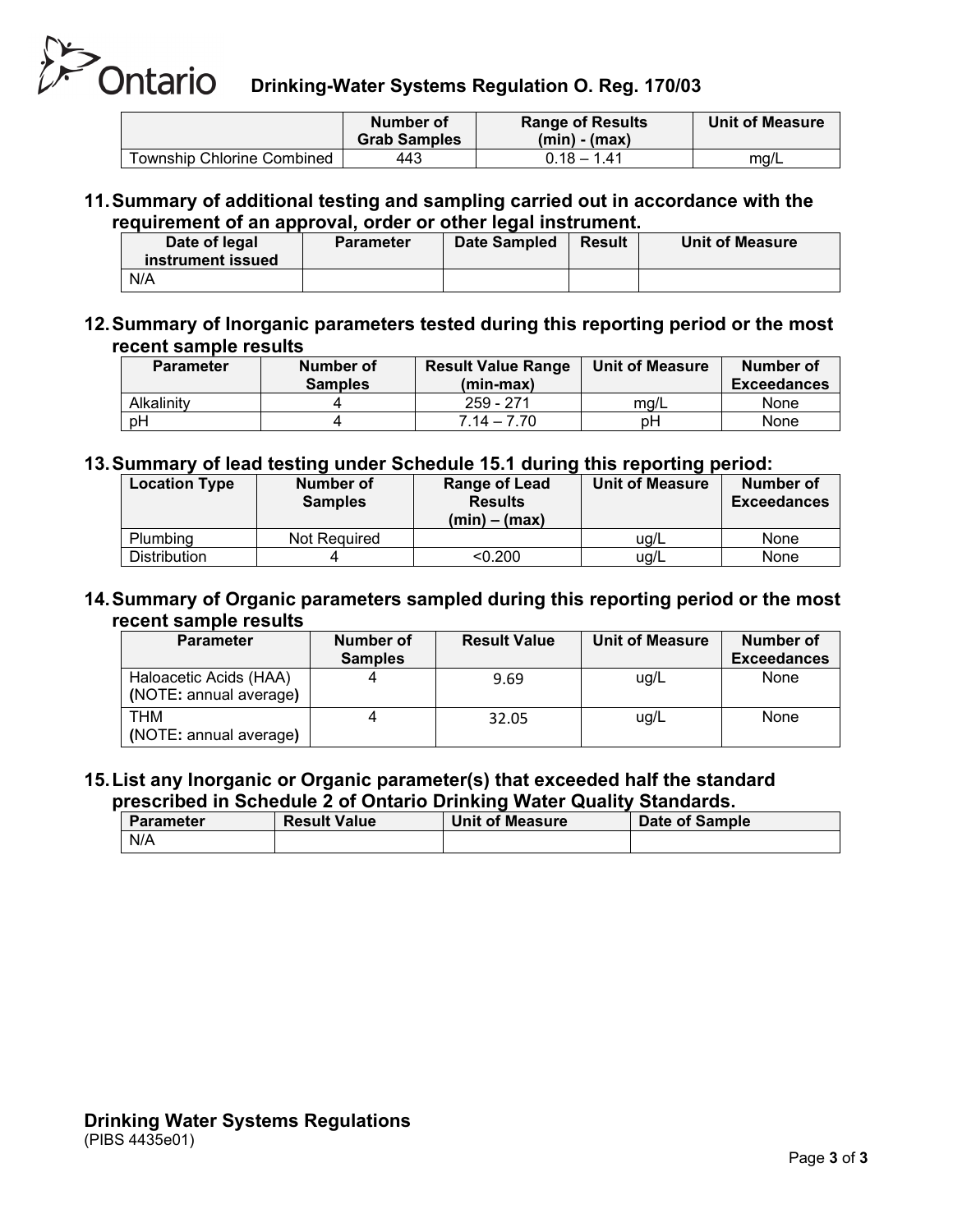| | Number of Grab Samples | Range of Results (min) - (max) | Unit of Measure |
|---|---|---|---|
| Township Chlorine Combined | 443 | 0.18 – 1.41 | mg/L |

## 11. Summary of additional testing and sampling carried out in accordance with the requirement of an approval, order or other legal instrument.

| Date of legal instrument issued | Parameter | Date Sampled | Result | Unit of Measure |
|---|---|---|---|---|
| N/A | | | | |

## 12. Summary of Inorganic parameters tested during this reporting period or the most recent sample results

| Parameter | Number of Samples | Result Value Range (min-max) | Unit of Measure | Number of Exceedances |
|---|---|---|---|---|
| Alkalinity | 4 | 259 - 271 | mg/L | None |
| pH | 4 | 7.14 – 7.70 | pH | None |

## 13. Summary of lead testing under Schedule 15.1 during this reporting period:

| Location Type | Number of Samples | Range of Lead Results (min) – (max) | Unit of Measure | Number of Exceedances |
|---|---|---|---|---|
| Plumbing | Not Required | | ug/L | None |
| Distribution | 4 | <0.200 | ug/L | None |

## 14. Summary of Organic parameters sampled during this reporting period or the most recent sample results

| Parameter | Number of Samples | Result Value | Unit of Measure | Number of Exceedances |
|---|---|---|---|---|
| Haloacetic Acids (HAA) **(**NOTE**:** annual average**)** | 4 | 9.69 | ug/L | None |
| THM **(**NOTE**:** annual average**)** | 4 | 32.05 | ug/L | None |

## 15. List any Inorganic or Organic parameter(s) that exceeded half the standard prescribed in Schedule 2 of Ontario Drinking Water Quality Standards.

| Parameter | Result Value | Unit of Measure | Date of Sample |
|---|---|---|---|
| N/A | | | |

**Drinking Water Systems Regulations**
(PIBS 4435e01)